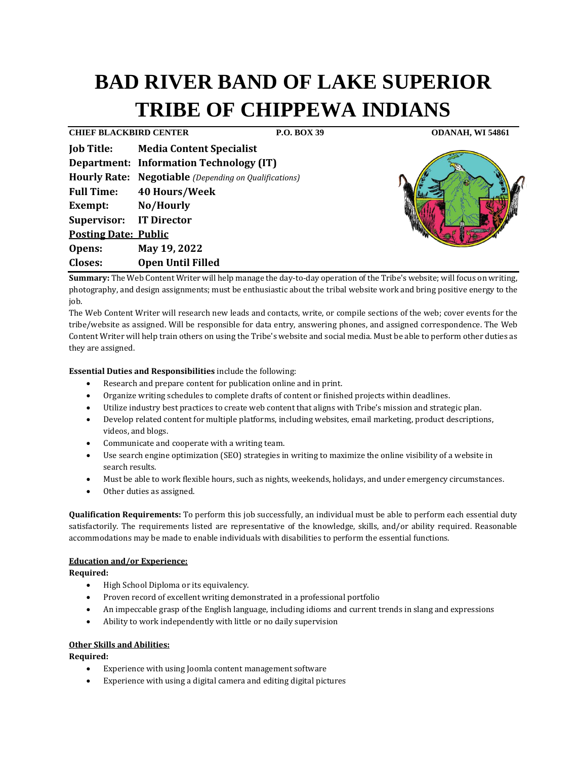# BAD RIVER BAND OF LAKE SUPERIOR TRIBE OF CHIPPEWA INDIANS

**CHIEF BLACKBIRD CENTER** | **P.O. BOX 39** | **ODANAH, WI 54861**

**Job Title:** **Media Content Specialist**
**Department:** **Information Technology (IT)**
**Hourly Rate:** **Negotiable** *(Depending on Qualifications)*
**Full Time:** **40 Hours/Week**
**Exempt:** **No/Hourly**
**Supervisor:** **IT Director**
**Posting Date: Public**
**Opens:** **May 19, 2022**
**Closes:** **Open Until Filled**

**Summary:** The Web Content Writer will help manage the day-to-day operation of the Tribe's website; will focus on writing, photography, and design assignments; must be enthusiastic about the tribal website work and bring positive energy to the job.

The Web Content Writer will research new leads and contacts, write, or compile sections of the web; cover events for the tribe/website as assigned. Will be responsible for data entry, answering phones, and assigned correspondence. The Web Content Writer will help train others on using the Tribe's website and social media. Must be able to perform other duties as they are assigned.

**Essential Duties and Responsibilities** include the following:

- Research and prepare content for publication online and in print.
- Organize writing schedules to complete drafts of content or finished projects within deadlines.
- Utilize industry best practices to create web content that aligns with Tribe's mission and strategic plan.
- Develop related content for multiple platforms, including websites, email marketing, product descriptions, videos, and blogs.
- Communicate and cooperate with a writing team.
- Use search engine optimization (SEO) strategies in writing to maximize the online visibility of a website in search results.
- Must be able to work flexible hours, such as nights, weekends, holidays, and under emergency circumstances.
- Other duties as assigned.

**Qualification Requirements:** To perform this job successfully, an individual must be able to perform each essential duty satisfactorily. The requirements listed are representative of the knowledge, skills, and/or ability required. Reasonable accommodations may be made to enable individuals with disabilities to perform the essential functions.

**Education and/or Experience:**

**Required:**

- High School Diploma or its equivalency.
- Proven record of excellent writing demonstrated in a professional portfolio
- An impeccable grasp of the English language, including idioms and current trends in slang and expressions
- Ability to work independently with little or no daily supervision

**Other Skills and Abilities:**

**Required:**

- Experience with using Joomla content management software
- Experience with using a digital camera and editing digital pictures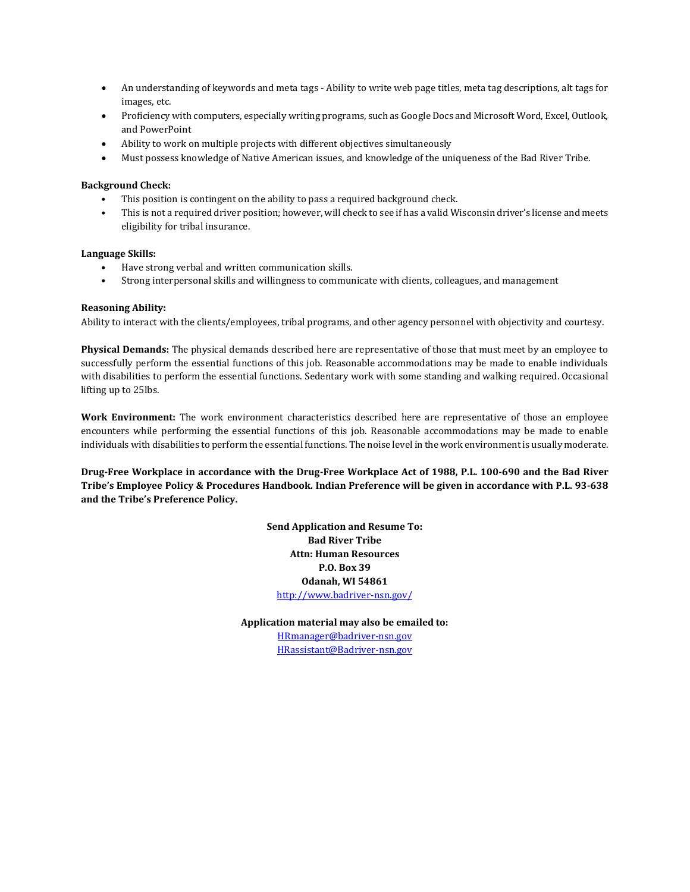- An understanding of keywords and meta tags - Ability to write web page titles, meta tag descriptions, alt tags for images, etc.
- Proficiency with computers, especially writing programs, such as Google Docs and Microsoft Word, Excel, Outlook, and PowerPoint
- Ability to work on multiple projects with different objectives simultaneously
- Must possess knowledge of Native American issues, and knowledge of the uniqueness of the Bad River Tribe.

**Background Check:**

- This position is contingent on the ability to pass a required background check.
- This is not a required driver position; however, will check to see if has a valid Wisconsin driver's license and meets eligibility for tribal insurance.

**Language Skills:**

- Have strong verbal and written communication skills.
- Strong interpersonal skills and willingness to communicate with clients, colleagues, and management

**Reasoning Ability:**

Ability to interact with the clients/employees, tribal programs, and other agency personnel with objectivity and courtesy.

**Physical Demands:** The physical demands described here are representative of those that must meet by an employee to successfully perform the essential functions of this job. Reasonable accommodations may be made to enable individuals with disabilities to perform the essential functions. Sedentary work with some standing and walking required. Occasional lifting up to 25lbs.

**Work Environment:** The work environment characteristics described here are representative of those an employee encounters while performing the essential functions of this job. Reasonable accommodations may be made to enable individuals with disabilities to perform the essential functions. The noise level in the work environment is usually moderate.

**Drug-Free Workplace in accordance with the Drug-Free Workplace Act of 1988, P.L. 100-690 and the Bad River Tribe's Employee Policy & Procedures Handbook. Indian Preference will be given in accordance with P.L. 93-638 and the Tribe's Preference Policy.**

**Send Application and Resume To:**
**Bad River Tribe**
**Attn: Human Resources**
**P.O. Box 39**
**Odanah, WI 54861**
http://www.badriver-nsn.gov/

**Application material may also be emailed to:**
HRmanager@badriver-nsn.gov
HRassistant@Badriver-nsn.gov